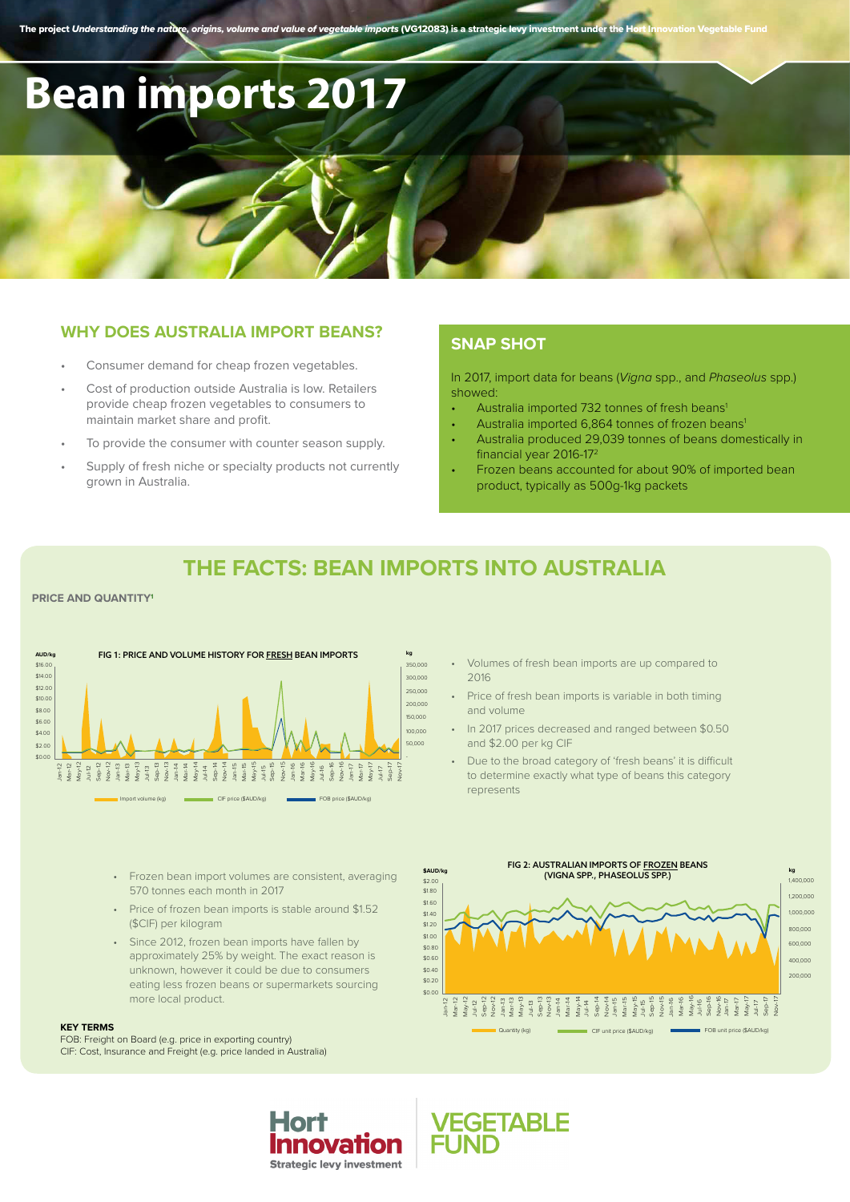The project *Understanding the nature, origins, volume and value of vegetable imports* (VG12083) is a strategic levy investment under the Hort Innovation Vegetable Fund

# Bean imports 2017

## WHY DOES AUSTRALIA IMPORT BEANS?

- Consumer demand for cheap frozen vegetables.
- Cost of production outside Australia is low. Retailers provide cheap frozen vegetables to consumers to maintain market share and profit.
- To provide the consumer with counter season supply.
- Supply of fresh niche or specialty products not currently grown in Australia.

## SNAP SHOT

In 2017, import data for beans (*Vigna* spp., and *Phaseolus* spp.) showed:

- Australia imported 732 tonnes of fresh beans[1]
- Australia imported 6,864 tonnes of frozen beans[1]
- Australia produced 29,039 tonnes of beans domestically in financial year 2016-17[2]
- Frozen beans accounted for about 90% of imported bean product, typically as 500g-1kg packets

## THE FACTS: BEAN IMPORTS INTO AUSTRALIA

**PRICE AND QUANTITY[1]**

FIG 1: PRICE AND VOLUME HISTORY FOR FRESH BEAN IMPORTS

- Volumes of fresh bean imports are up compared to 2016
- Price of fresh bean imports is variable in both timing and volume
- In 2017 prices decreased and ranged between $0.50 and $2.00 per kg CIF
- Due to the broad category of 'fresh beans' it is difficult to determine exactly what type of beans this category represents

FIG 2: AUSTRALIAN IMPORTS OF FROZEN BEANS (VIGNA SPP., PHASEOLUS SPP.)

- Frozen bean import volumes are consistent, averaging 570 tonnes each month in 2017
- Price of frozen bean imports is stable around $1.52 ($CIF) per kilogram
- Since 2012, frozen bean imports have fallen by approximately 25% by weight. The exact reason is unknown, however it could be due to consumers eating less frozen beans or supermarkets sourcing more local product.

**KEY TERMS**

FOB: Freight on Board (e.g. price in exporting country)
CIF: Cost, Insurance and Freight (e.g. price landed in Australia)

Hort Innovation — Strategic levy investment | VEGETABLE FUND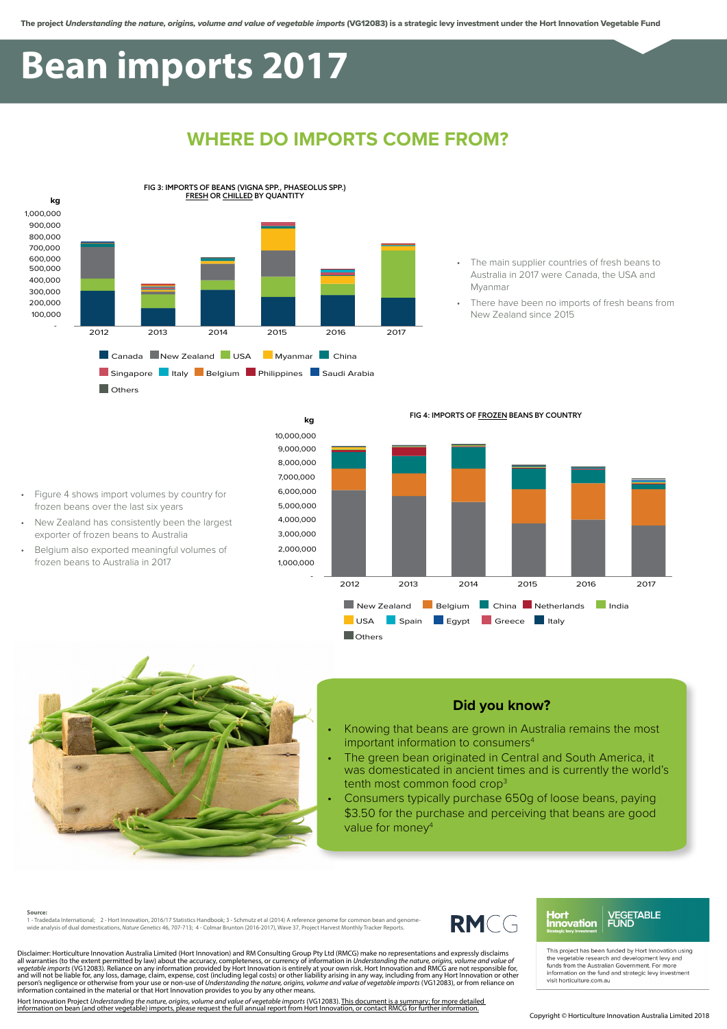The project *Understanding the nature, origins, volume and value of vegetable imports* (VG12083) is a strategic levy investment under the Hort Innovation Vegetable Fund

# Bean imports 2017

## WHERE DO IMPORTS COME FROM?

FIG 3: IMPORTS OF BEANS (VIGNA SPP., PHASEOLUS SPP.) FRESH OR CHILLED BY QUANTITY

kg
1,000,000
900,000
800,000
700,000
600,000
500,000
400,000
300,000
200,000
100,000
-
2012 2013 2014 2015 2016 2017

Canada, New Zealand, USA, Myanmar, China, Singapore, Italy, Belgium, Philippines, Saudi Arabia, Others

- The main supplier countries of fresh beans to Australia in 2017 were Canada, the USA and Myanmar
- There have been no imports of fresh beans from New Zealand since 2015

FIG 4: IMPORTS OF FROZEN BEANS BY COUNTRY

kg
10,000,000
9,000,000
8,000,000
7,000,000
6,000,000
5,000,000
4,000,000
3,000,000
2,000,000
1,000,000
-
2012 2013 2014 2015 2016 2017

New Zealand, Belgium, China, Netherlands, India, USA, Spain, Egypt, Greece, Italy, Others

- Figure 4 shows import volumes by country for frozen beans over the last six years
- New Zealand has consistently been the largest exporter of frozen beans to Australia
- Belgium also exported meaningful volumes of frozen beans to Australia in 2017

### Did you know?

- Knowing that beans are grown in Australia remains the most important information to consumers[4]
- The green bean originated in Central and South America, it was domesticated in ancient times and is currently the world's tenth most common food crop[3]
- Consumers typically purchase 650g of loose beans, paying $3.50 for the purchase and perceiving that beans are good value for money[4]

**Source:**
1 - Tradedata International; 2 - Hort Innovation, 2016/17 Statistics Handbook; 3 - Schmutz et al (2014) A reference genome for common bean and genome-wide analysis of dual domestications, *Nature Genetics* 46, 707-713; 4 - Colmar Brunton (2016-2017), Wave 37, Project Harvest Monthly Tracker Reports.

RMCG

Hort Innovation Strategic levy investment | VEGETABLE FUND

This project has been funded by Hort Innovation using the vegetable research and development levy and funds from the Australian Government. For more information on the fund and strategic levy investment visit horticulture.com.au

Disclaimer: Horticulture Innovation Australia Limited (Hort Innovation) and RM Consulting Group Pty Ltd (RMCG) make no representations and expressly disclaims all warranties (to the extent permitted by law) about the accuracy, completeness, or currency of information in *Understanding the nature, origins, volume and value of vegetable imports* (VG12083). Reliance on any information provided by Hort Innovation is entirely at your own risk. Hort Innovation and RMCG are not responsible for, and will not be liable for, any loss, damage, claim, expense, cost (including legal costs) or other liability arising in any way, including from any Hort Innovation or other person's negligence or otherwise from your use or non-use of *Understanding the nature, origins, volume and value of vegetable imports* (VG12083), or from reliance on information contained in the material or that Hort Innovation provides to you by any other means.

Hort Innovation Project *Understanding the nature, origins, volume and value of vegetable imports* (VG12083). This document is a summary; for more detailed information on bean (and other vegetable) imports, please request the full annual report from Hort Innovation, or contact RMCG for further information.

Copyright © Horticulture Innovation Australia Limited 2018